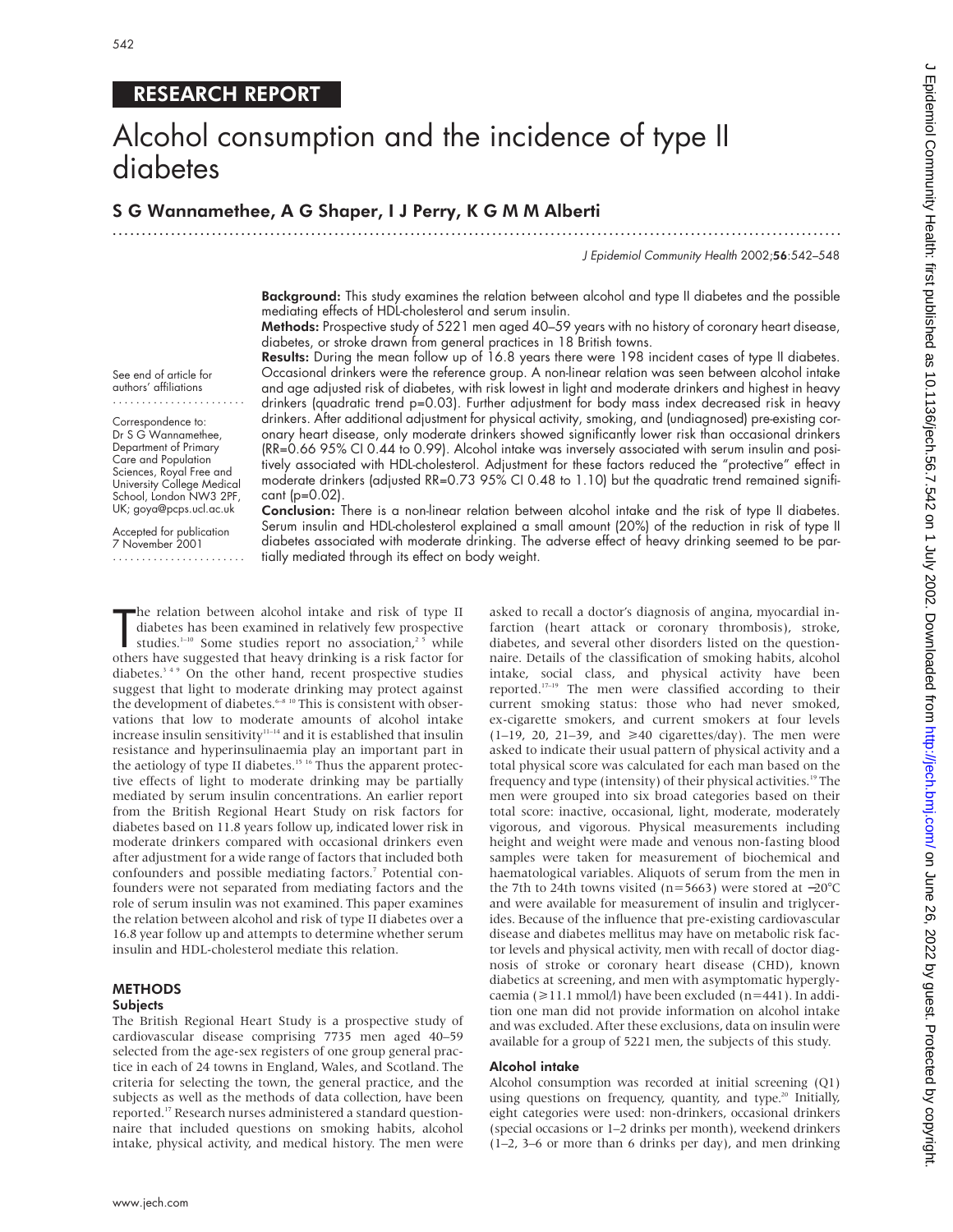## RESEARCH REPORT

# Alcohol consumption and the incidence of type II diabetes

**S G Wannamethee, A G Shaper, I J Perry, K G M M Alberti**

See end of article for authors' affiliations

Correspondence to: Dr S G Wannamethee, Department of Primary Care and Population Sciences, Royal Free and University College Medical School, London NW3 2PF, UK; goya@pcps.ucl.ac.uk

Accepted for publication 7 November 2001

**Background:** This study examines the relation between alcohol and type II diabetes and the possible mediating effects of HDL-cholesterol and serum insulin.

**Methods:** Prospective study of 5221 men aged 40–59 years with no history of coronary heart disease, diabetes, or stroke drawn from general practices in 18 British towns.

**Results:** During the mean follow up of 16.8 years there were 198 incident cases of type II diabetes. Occasional drinkers were the reference group. A non-linear relation was seen between alcohol intake and age adjusted risk of diabetes, with risk lowest in light and moderate drinkers and highest in heavy drinkers (quadratic trend p=0.03). Further adjustment for body mass index decreased risk in heavy drinkers. After additional adjustment for physical activity, smoking, and (undiagnosed) pre-existing coronary heart disease, only moderate drinkers showed significantly lower risk than occasional drinkers (RR=0.66 95% CI 0.44 to 0.99). Alcohol intake was inversely associated with serum insulin and positively associated with HDL-cholesterol. Adjustment for these factors reduced the "protective" effect in moderate drinkers (adjusted RR=0.73 95% CI 0.48 to 1.10) but the quadratic trend remained significant (p=0.02).

**Conclusion:** There is a non-linear relation between alcohol intake and the risk of type II diabetes. Serum insulin and HDL-cholesterol explained a small amount (20%) of the reduction in risk of type II diabetes associated with moderate drinking. The adverse effect of heavy drinking seemed to be partially mediated through its effect on body weight.

The relation between alcohol intake and risk of type II diabetes has been examined in relatively few prospective studies.[1–10] Some studies report no association,[2 5] while others have suggested that heavy drinking is a risk factor for diabetes.[3 4 9] On the other hand, recent prospective studies suggest that light to moderate drinking may protect against the development of diabetes.[6–8 10] This is consistent with observations that low to moderate amounts of alcohol intake increase insulin sensitivity[11–14] and it is established that insulin resistance and hyperinsulinaemia play an important part in the aetiology of type II diabetes.[15 16] Thus the apparent protective effects of light to moderate drinking may be partially mediated by serum insulin concentrations. An earlier report from the British Regional Heart Study on risk factors for diabetes based on 11.8 years follow up, indicated lower risk in moderate drinkers compared with occasional drinkers even after adjustment for a wide range of factors that included both confounders and possible mediating factors.[7] Potential confounders were not separated from mediating factors and the role of serum insulin was not examined. This paper examines the relation between alcohol and risk of type II diabetes over a 16.8 year follow up and attempts to determine whether serum insulin and HDL-cholesterol mediate this relation.

## METHODS

### Subjects

The British Regional Heart Study is a prospective study of cardiovascular disease comprising 7735 men aged 40–59 selected from the age-sex registers of one group general practice in each of 24 towns in England, Wales, and Scotland. The criteria for selecting the town, the general practice, and the subjects as well as the methods of data collection, have been reported.[17] Research nurses administered a standard questionnaire that included questions on smoking habits, alcohol intake, physical activity, and medical history. The men were asked to recall a doctor's diagnosis of angina, myocardial infarction (heart attack or coronary thrombosis), stroke, diabetes, and several other disorders listed on the questionnaire. Details of the classification of smoking habits, alcohol intake, social class, and physical activity have been reported.[17–19] The men were classified according to their current smoking status: those who had never smoked, ex-cigarette smokers, and current smokers at four levels (1–19, 20, 21–39, and ≥40 cigarettes/day). The men were asked to indicate their usual pattern of physical activity and a total physical score was calculated for each man based on the frequency and type (intensity) of their physical activities.[19] The men were grouped into six broad categories based on their total score: inactive, occasional, light, moderate, moderately vigorous, and vigorous. Physical measurements including height and weight were made and venous non-fasting blood samples were taken for measurement of biochemical and haematological variables. Aliquots of serum from the men in the 7th to 24th towns visited (n=5663) were stored at −20°C and were available for measurement of insulin and triglycerides. Because of the influence that pre-existing cardiovascular disease and diabetes mellitus may have on metabolic risk factor levels and physical activity, men with recall of doctor diagnosis of stroke or coronary heart disease (CHD), known diabetics at screening, and men with asymptomatic hyperglycaemia (≥11.1 mmol/l) have been excluded (n=441). In addition one man did not provide information on alcohol intake and was excluded. After these exclusions, data on insulin were available for a group of 5221 men, the subjects of this study.

### Alcohol intake

Alcohol consumption was recorded at initial screening (Q1) using questions on frequency, quantity, and type.[20] Initially, eight categories were used: non-drinkers, occasional drinkers (special occasions or 1–2 drinks per month), weekend drinkers (1–2, 3–6 or more than 6 drinks per day), and men drinking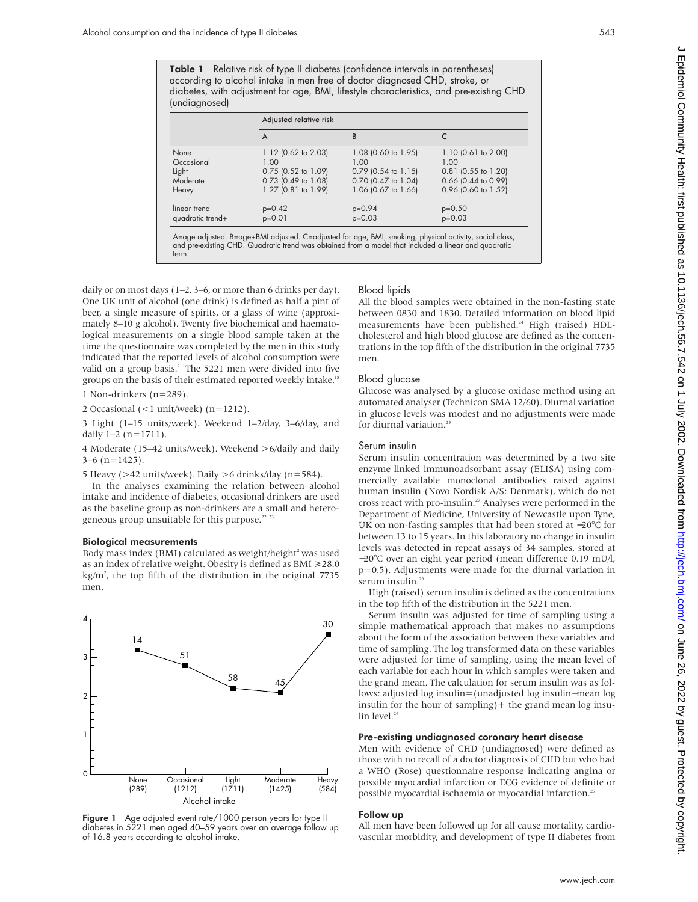**Table 1** Relative risk of type II diabetes (confidence intervals in parentheses) according to alcohol intake in men free of doctor diagnosed CHD, stroke, or diabetes, with adjustment for age, BMI, lifestyle characteristics, and pre-existing CHD (undiagnosed)

| | Adjusted relative risk | | |
|---|---|---|---|
| | A | B | C |
| None | 1.12 (0.62 to 2.03) | 1.08 (0.60 to 1.95) | 1.10 (0.61 to 2.00) |
| Occasional | 1.00 | 1.00 | 1.00 |
| Light | 0.75 (0.52 to 1.09) | 0.79 (0.54 to 1.15) | 0.81 (0.55 to 1.20) |
| Moderate | 0.73 (0.49 to 1.08) | 0.70 (0.47 to 1.04) | 0.66 (0.44 to 0.99) |
| Heavy | 1.27 (0.81 to 1.99) | 1.06 (0.67 to 1.66) | 0.96 (0.60 to 1.52) |
| linear trend | p=0.42 | p=0.94 | p=0.50 |
| quadratic trend+ | p=0.01 | p=0.03 | p=0.03 |

A=age adjusted. B=age+BMI adjusted. C=adjusted for age, BMI, smoking, physical activity, social class, and pre-existing CHD. Quadratic trend was obtained from a model that included a linear and quadratic term.

daily or on most days (1–2, 3–6, or more than 6 drinks per day). One UK unit of alcohol (one drink) is defined as half a pint of beer, a single measure of spirits, or a glass of wine (approximately 8–10 g alcohol). Twenty five biochemical and haematological measurements on a single blood sample taken at the time the questionnaire was completed by the men in this study indicated that the reported levels of alcohol consumption were valid on a group basis.[21] The 5221 men were divided into five groups on the basis of their estimated reported weekly intake.[18]

1 Non-drinkers (n=289).

2 Occasional (<1 unit/week) (n=1212).

3 Light (1–15 units/week). Weekend 1–2/day, 3–6/day, and daily 1–2 (n=1711).

4 Moderate (15–42 units/week). Weekend >6/daily and daily 3–6 (n=1425).

5 Heavy (>42 units/week). Daily >6 drinks/day (n=584).

In the analyses examining the relation between alcohol intake and incidence of diabetes, occasional drinkers are used as the baseline group as non-drinkers are a small and heterogeneous group unsuitable for this purpose.[22 23]

### Biological measurements

Body mass index (BMI) calculated as weight/height$^2$ was used as an index of relative weight. Obesity is defined as BMI ≥28.0 kg/m$^2$, the top fifth of the distribution in the original 7735 men.

**Figure 1** Age adjusted event rate/1000 person years for type II diabetes in 5221 men aged 40–59 years over an average follow up of 16.8 years according to alcohol intake.

### Blood lipids

All the blood samples were obtained in the non-fasting state between 0830 and 1830. Detailed information on blood lipid measurements have been published.[24] High (raised) HDL-cholesterol and high blood glucose are defined as the concentrations in the top fifth of the distribution in the original 7735 men.

### Blood glucose

Glucose was analysed by a glucose oxidase method using an automated analyser (Technicon SMA 12/60). Diurnal variation in glucose levels was modest and no adjustments were made for diurnal variation.[25]

### Serum insulin

Serum insulin concentration was determined by a two site enzyme linked immunoadsorbant assay (ELISA) using commercially available monoclonal antibodies raised against human insulin (Novo Nordisk A/S: Denmark), which do not cross react with pro-insulin.[27] Analyses were performed in the Department of Medicine, University of Newcastle upon Tyne, UK on non-fasting samples that had been stored at −20°C for between 13 to 15 years. In this laboratory no change in insulin levels was detected in repeat assays of 34 samples, stored at −20°C over an eight year period (mean difference 0.19 mU/l, p=0.5). Adjustments were made for the diurnal variation in serum insulin.[26]

High (raised) serum insulin is defined as the concentrations in the top fifth of the distribution in the 5221 men.

Serum insulin was adjusted for time of sampling using a simple mathematical approach that makes no assumptions about the form of the association between these variables and time of sampling. The log transformed data on these variables were adjusted for time of sampling, using the mean level of each variable for each hour in which samples were taken and the grand mean. The calculation for serum insulin was as follows: adjusted log insulin=(unadjusted log insulin−mean log insulin for the hour of sampling)+ the grand mean log insulin level.[26]

### Pre-existing undiagnosed coronary heart disease

Men with evidence of CHD (undiagnosed) were defined as those with no recall of a doctor diagnosis of CHD but who had a WHO (Rose) questionnaire response indicating angina or possible myocardial infarction or ECG evidence of definite or possible myocardial ischaemia or myocardial infarction.[27]

### Follow up

All men have been followed up for all cause mortality, cardiovascular morbidity, and development of type II diabetes from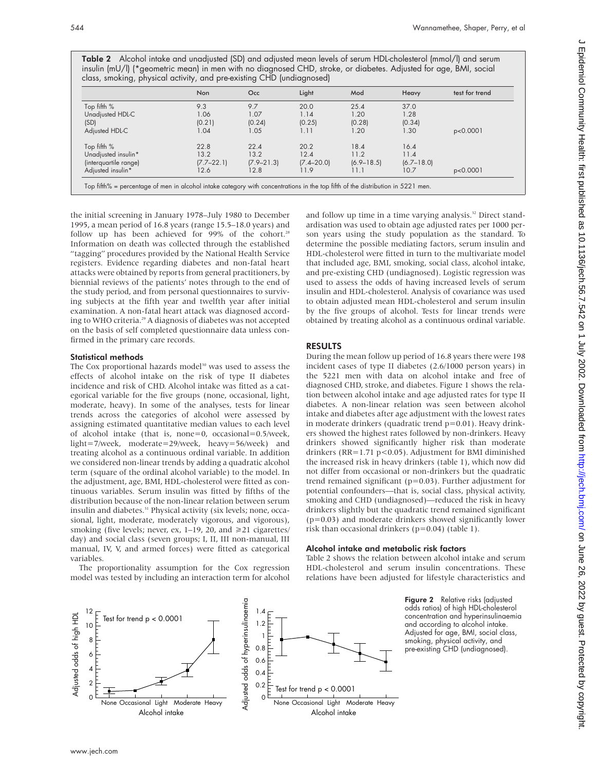**Table 2** Alcohol intake and unadjusted (SD) and adjusted mean levels of serum HDL-cholesterol (mmol/l) and serum insulin (mU/l) (*geometric mean) in men with no diagnosed CHD, stroke, or diabetes. Adjusted for age, BMI, social class, smoking, physical activity, and pre-existing CHD (undiagnosed)

| | Non | Occ | Light | Mod | Heavy | test for trend |
|---|---|---|---|---|---|---|
| Top fifth % | 9.3 | 9.7 | 20.0 | 25.4 | 37.0 | |
| Unadjusted HDL-C | 1.06 | 1.07 | 1.14 | 1.20 | 1.28 | |
| (SD) | (0.21) | (0.24) | (0.25) | (0.28) | (0.34) | |
| Adjusted HDL-C | 1.04 | 1.05 | 1.11 | 1.20 | 1.30 | p<0.0001 |
| Top fifth % | 22.8 | 22.4 | 20.2 | 18.4 | 16.4 | |
| Unadjusted insulin* | 13.2 | 13.2 | 12.4 | 11.2 | 11.4 | |
| (interquartile range) | (7.7–22.1) | (7.9–21.3) | (7.4–20.0) | (6.9–18.5) | (6.7–18.0) | |
| Adjusted insulin* | 12.6 | 12.8 | 11.9 | 11.1 | 10.7 | p<0.0001 |

Top fifth% = percentage of men in alcohol intake category with concentrations in the top fifth of the distribution in 5221 men.

the initial screening in January 1978–July 1980 to December 1995, a mean period of 16.8 years (range 15.5–18.0 years) and follow up has been achieved for 99% of the cohort.[28] Information on death was collected through the established "tagging" procedures provided by the National Health Service registers. Evidence regarding diabetes and non-fatal heart attacks were obtained by reports from general practitioners, by biennial reviews of the patients' notes through to the end of the study period, and from personal questionnaires to surviving subjects at the fifth year and twelfth year after initial examination. A non-fatal heart attack was diagnosed according to WHO criteria.[29] A diagnosis of diabetes was not accepted on the basis of self completed questionnaire data unless confirmed in the primary care records.

### Statistical methods

The Cox proportional hazards model[30] was used to assess the effects of alcohol intake on the risk of type II diabetes incidence and risk of CHD. Alcohol intake was fitted as a categorical variable for the five groups (none, occasional, light, moderate, heavy). In some of the analyses, tests for linear trends across the categories of alcohol were assessed by assigning estimated quantitative median values to each level of alcohol intake (that is, none=0, occasional=0.5/week, light=7/week, moderate=29/week, heavy=56/week) and treating alcohol as a continuous ordinal variable. In addition we considered non-linear trends by adding a quadratic alcohol term (square of the ordinal alcohol variable) to the model. In the adjustment, age, BMI, HDL-cholesterol were fitted as continuous variables. Serum insulin was fitted by fifths of the distribution because of the non-linear relation between serum insulin and diabetes.[31] Physical activity (six levels; none, occasional, light, moderate, moderately vigorous, and vigorous), smoking (five levels; never, ex, 1–19, 20, and ≥21 cigarettes/day) and social class (seven groups; I, II, III non-manual, III manual, IV, V, and armed forces) were fitted as categorical variables.

The proportionality assumption for the Cox regression model was tested by including an interaction term for alcohol and follow up time in a time varying analysis.[32] Direct standardisation was used to obtain age adjusted rates per 1000 person years using the study population as the standard. To determine the possible mediating factors, serum insulin and HDL-cholesterol were fitted in turn to the multivariate model that included age, BMI, smoking, social class, alcohol intake, and pre-existing CHD (undiagnosed). Logistic regression was used to assess the odds of having increased levels of serum insulin and HDL-cholesterol. Analysis of covariance was used to obtain adjusted mean HDL-cholesterol and serum insulin by the five groups of alcohol. Tests for linear trends were obtained by treating alcohol as a continuous ordinal variable.

## RESULTS

During the mean follow up period of 16.8 years there were 198 incident cases of type II diabetes (2.6/1000 person years) in the 5221 men with data on alcohol intake and free of diagnosed CHD, stroke, and diabetes. Figure 1 shows the relation between alcohol intake and age adjusted rates for type II diabetes. A non-linear relation was seen between alcohol intake and diabetes after age adjustment with the lowest rates in moderate drinkers (quadratic trend p=0.01). Heavy drinkers showed the highest rates followed by non-drinkers. Heavy drinkers showed significantly higher risk than moderate drinkers (RR=1.71 p<0.05). Adjustment for BMI diminished the increased risk in heavy drinkers (table 1), which now did not differ from occasional or non-drinkers but the quadratic trend remained significant (p=0.03). Further adjustment for potential confounders—that is, social class, physical activity, smoking and CHD (undiagnosed)—reduced the risk in heavy drinkers slightly but the quadratic trend remained significant (p=0.03) and moderate drinkers showed significantly lower risk than occasional drinkers (p=0.04) (table 1).

### Alcohol intake and metabolic risk factors

Table 2 shows the relation between alcohol intake and serum HDL-cholesterol and serum insulin concentrations. These relations have been adjusted for lifestyle characteristics and

**Figure 2** Relative risks (adjusted odds ratios) of high HDL-cholesterol concentration and hyperinsulinaemia and according to alcohol intake. Adjusted for age, BMI, social class, smoking, physical activity, and pre-existing CHD (undiagnosed).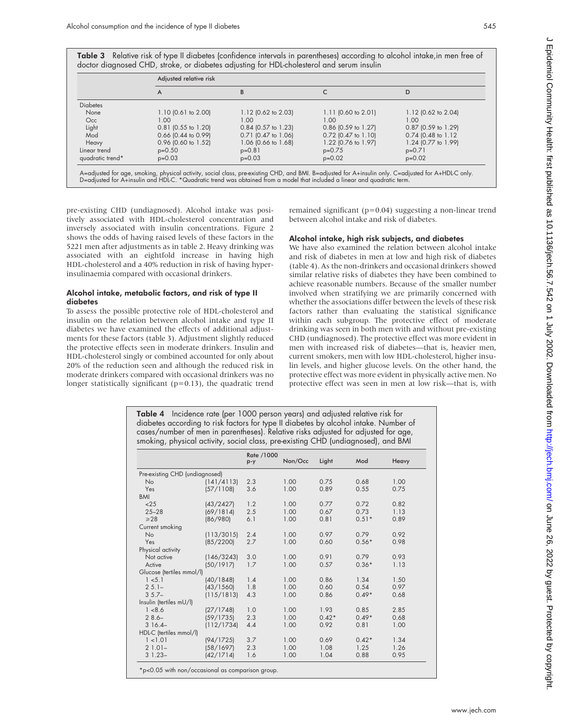**Table 3** Relative risk of type II diabetes (confidence intervals in parentheses) according to alcohol intake, in men free of doctor diagnosed CHD, stroke, or diabetes adjusting for HDL-cholesterol and serum insulin

| | Adjusted relative risk | | | |
|---|---|---|---|---|
| | A | B | C | D |
| Diabetes | | | | |
| None | 1.10 (0.61 to 2.00) | 1.12 (0.62 to 2.03) | 1.11 (0.60 to 2.01) | 1.12 (0.62 to 2.04) |
| Occ | 1.00 | 1.00 | 1.00 | 1.00 |
| Light | 0.81 (0.55 to 1.20) | 0.84 (0.57 to 1.23) | 0.86 (0.59 to 1.27) | 0.87 (0.59 to 1.29) |
| Mod | 0.66 (0.44 to 0.99) | 0.71 (0.47 to 1.06) | 0.72 (0.47 to 1.10) | 0.74 (0.48 to 1.12 |
| Heavy | 0.96 (0.60 to 1.52) | 1.06 (0.66 to 1.68) | 1.22 (0.76 to 1.97) | 1.24 (0.77 to 1.99) |
| Linear trend | p=0.50 | p=0.81 | p=0.75 | p=0.71 |
| quadratic trend* | p=0.03 | p=0.03 | p=0.02 | p=0.02 |

A=adjusted for age, smoking, physical activity, social class, pre-existing CHD, and BMI. B=adjusted for A+insulin only. C=adjusted for A+HDL-C only. D=adjusted for A+insulin and HDL-C. *Quadratic trend was obtained from a model that included a linear and quadratic term.

pre-existing CHD (undiagnosed). Alcohol intake was positively associated with HDL-cholesterol concentration and inversely associated with insulin concentrations. Figure 2 shows the odds of having raised levels of these factors in the 5221 men after adjustments as in table 2. Heavy drinking was associated with an eightfold increase in having high HDL-cholesterol and a 40% reduction in risk of having hyperinsulinaemia compared with occasional drinkers.

### Alcohol intake, metabolic factors, and risk of type II diabetes

To assess the possible protective role of HDL-cholesterol and insulin on the relation between alcohol intake and type II diabetes we have examined the effects of additional adjustments for these factors (table 3). Adjustment slightly reduced the protective effects seen in moderate drinkers. Insulin and HDL-cholesterol singly or combined accounted for only about 20% of the reduction seen and although the reduced risk in moderate drinkers compared with occasional drinkers was no longer statistically significant (p=0.13), the quadratic trend remained significant (p=0.04) suggesting a non-linear trend between alcohol intake and risk of diabetes.

### Alcohol intake, high risk subjects, and diabetes

We have also examined the relation between alcohol intake and risk of diabetes in men at low and high risk of diabetes (table 4). As the non-drinkers and occasional drinkers showed similar relative risks of diabetes they have been combined to achieve reasonable numbers. Because of the smaller number involved when stratifying we are primarily concerned with whether the associations differ between the levels of these risk factors rather than evaluating the statistical significance within each subgroup. The protective effect of moderate drinking was seen in both men with and without pre-existing CHD (undiagnosed). The protective effect was more evident in men with increased risk of diabetes—that is, heavier men, current smokers, men with low HDL-cholesterol, higher insulin levels, and higher glucose levels. On the other hand, the protective effect was more evident in physically active men. No protective effect was seen in men at low risk—that is, with

**Table 4** Incidence rate (per 1000 person years) and adjusted relative risk for diabetes according to risk factors for type II diabetes by alcohol intake. Number of cases/number of men in parentheses). Relative risks adjusted for adjusted for age, smoking, physical activity, social class, pre-existing CHD (undiagnosed), and BMI

| | | Rate /1000 p-y | Non/Occ | Light | Mod | Heavy |
|---|---|---|---|---|---|---|
| Pre-existing CHD (undiagnosed) | | | | | | |
| No | (141/4113) | 2.3 | 1.00 | 0.75 | 0.68 | 1.00 |
| Yes | (57/1108) | 3.6 | 1.00 | 0.89 | 0.55 | 0.75 |
| BMI | | | | | | |
| <25 | (43/2427) | 1.2 | 1.00 | 0.77 | 0.72 | 0.82 |
| 25–28 | (69/1814) | 2.5 | 1.00 | 0.67 | 0.73 | 1.13 |
| ≥28 | (86/980) | 6.1 | 1.00 | 0.81 | 0.51* | 0.89 |
| Current smoking | | | | | | |
| No | (113/3015) | 2.4 | 1.00 | 0.97 | 0.79 | 0.92 |
| Yes | (85/2200) | 2.7 | 1.00 | 0.60 | 0.56* | 0.98 |
| Physical activity | | | | | | |
| Not active | (146/3243) | 3.0 | 1.00 | 0.91 | 0.79 | 0.93 |
| Active | (50/1917) | 1.7 | 1.00 | 0.57 | 0.36* | 1.13 |
| Glucose (tertiles mmol/l) | | | | | | |
| 1 <5.1 | (40/1848) | 1.4 | 1.00 | 0.86 | 1.34 | 1.50 |
| 2 5.1– | (43/1560) | 1.8 | 1.00 | 0.60 | 0.54 | 0.97 |
| 3 5.7– | (115/1813) | 4.3 | 1.00 | 0.86 | 0.49* | 0.68 |
| Insulin (tertiles mU/l) | | | | | | |
| 1 <8.6 | (27/1748) | 1.0 | 1.00 | 1.93 | 0.85 | 2.85 |
| 2 8.6– | (59/1735) | 2.3 | 1.00 | 0.42* | 0.49* | 0.68 |
| 3 16.4– | (112/1734) | 4.4 | 1.00 | 0.92 | 0.81 | 1.00 |
| HDL-C (tertiles mmol/l) | | | | | | |
| 1 <1.01 | (94/1725) | 3.7 | 1.00 | 0.69 | 0.42* | 1.34 |
| 2 1.01– | (58/1697) | 2.3 | 1.00 | 1.08 | 1.25 | 1.26 |
| 3 1.23– | (42/1714) | 1.6 | 1.00 | 1.04 | 0.88 | 0.95 |

*p<0.05 with non/occasional as comparison group.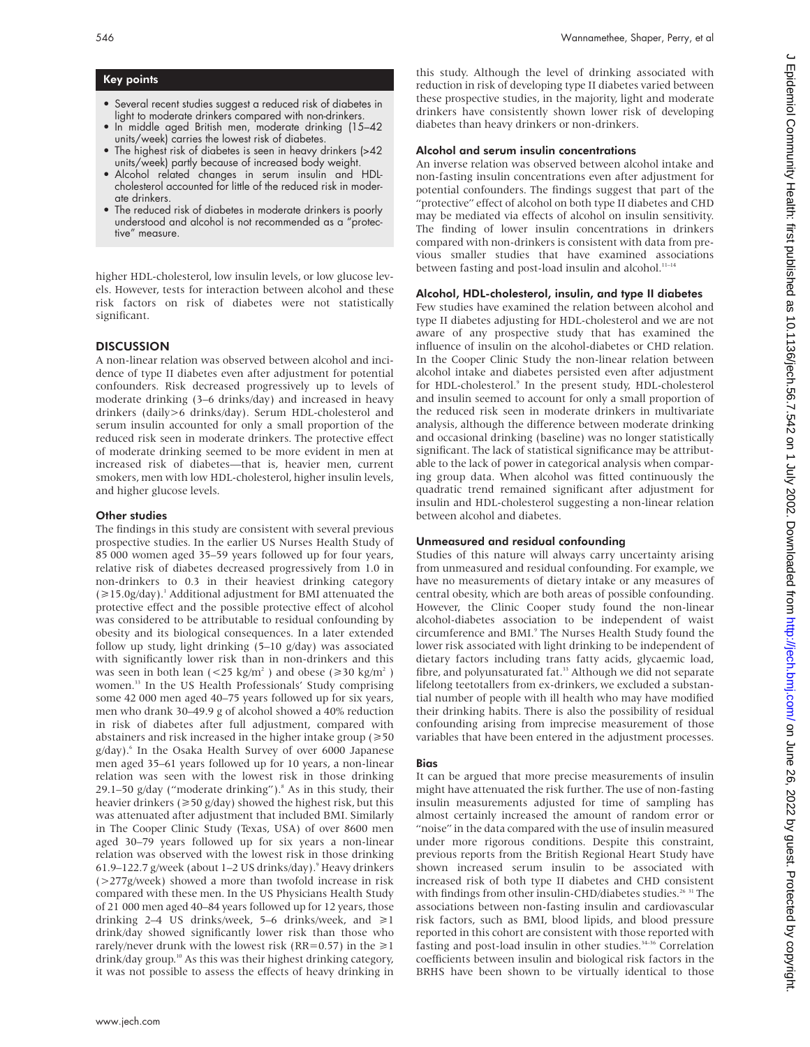## Key points

- Several recent studies suggest a reduced risk of diabetes in light to moderate drinkers compared with non-drinkers.
- In middle aged British men, moderate drinking (15–42 units/week) carries the lowest risk of diabetes.
- The highest risk of diabetes is seen in heavy drinkers (>42 units/week) partly because of increased body weight.
- Alcohol related changes in serum insulin and HDL-cholesterol accounted for little of the reduced risk in moderate drinkers.
- The reduced risk of diabetes in moderate drinkers is poorly understood and alcohol is not recommended as a "protective" measure.

higher HDL-cholesterol, low insulin levels, or low glucose levels. However, tests for interaction between alcohol and these risk factors on risk of diabetes were not statistically significant.

## DISCUSSION

A non-linear relation was observed between alcohol and incidence of type II diabetes even after adjustment for potential confounders. Risk decreased progressively up to levels of moderate drinking (3–6 drinks/day) and increased in heavy drinkers (daily>6 drinks/day). Serum HDL-cholesterol and serum insulin accounted for only a small proportion of the reduced risk seen in moderate drinkers. The protective effect of moderate drinking seemed to be more evident in men at increased risk of diabetes—that is, heavier men, current smokers, men with low HDL-cholesterol, higher insulin levels, and higher glucose levels.

### Other studies

The findings in this study are consistent with several previous prospective studies. In the earlier US Nurses Health Study of 85 000 women aged 35–59 years followed up for four years, relative risk of diabetes decreased progressively from 1.0 in non-drinkers to 0.3 in their heaviest drinking category (≥15.0g/day).[1] Additional adjustment for BMI attenuated the protective effect and the possible protective effect of alcohol was considered to be attributable to residual confounding by obesity and its biological consequences. In a later extended follow up study, light drinking (5–10 g/day) was associated with significantly lower risk than in non-drinkers and this was seen in both lean (<25 kg/m$^2$) and obese (≥30 kg/m$^2$) women.[33] In the US Health Professionals' Study comprising some 42 000 men aged 40–75 years followed up for six years, men who drank 30–49.9 g of alcohol showed a 40% reduction in risk of diabetes after full adjustment, compared with abstainers and risk increased in the higher intake group (≥50 g/day).[6] In the Osaka Health Survey of over 6000 Japanese men aged 35–61 years followed up for 10 years, a non-linear relation was seen with the lowest risk in those drinking 29.1–50 g/day ("moderate drinking").[8] As in this study, their heavier drinkers (≥50 g/day) showed the highest risk, but this was attenuated after adjustment that included BMI. Similarly in The Cooper Clinic Study (Texas, USA) of over 8600 men aged 30–79 years followed up for six years a non-linear relation was observed with the lowest risk in those drinking 61.9–122.7 g/week (about 1–2 US drinks/day).[9] Heavy drinkers (>277g/week) showed a more than twofold increase in risk compared with these men. In the US Physicians Health Study of 21 000 men aged 40–84 years followed up for 12 years, those drinking 2–4 US drinks/week, 5–6 drinks/week, and ≥1 drink/day showed significantly lower risk than those who rarely/never drunk with the lowest risk (RR=0.57) in the ≥1 drink/day group.[10] As this was their highest drinking category, it was not possible to assess the effects of heavy drinking in this study. Although the level of drinking associated with reduction in risk of developing type II diabetes varied between these prospective studies, in the majority, light and moderate drinkers have consistently shown lower risk of developing diabetes than heavy drinkers or non-drinkers.

### Alcohol and serum insulin concentrations

An inverse relation was observed between alcohol intake and non-fasting insulin concentrations even after adjustment for potential confounders. The findings suggest that part of the "protective" effect of alcohol on both type II diabetes and CHD may be mediated via effects of alcohol on insulin sensitivity. The finding of lower insulin concentrations in drinkers compared with non-drinkers is consistent with data from previous smaller studies that have examined associations between fasting and post-load insulin and alcohol.[11–14]

### Alcohol, HDL-cholesterol, insulin, and type II diabetes

Few studies have examined the relation between alcohol and type II diabetes adjusting for HDL-cholesterol and we are not aware of any prospective study that has examined the influence of insulin on the alcohol-diabetes or CHD relation. In the Cooper Clinic Study the non-linear relation between alcohol intake and diabetes persisted even after adjustment for HDL-cholesterol.[9] In the present study, HDL-cholesterol and insulin seemed to account for only a small proportion of the reduced risk seen in moderate drinkers in multivariate analysis, although the difference between moderate drinking and occasional drinking (baseline) was no longer statistically significant. The lack of statistical significance may be attributable to the lack of power in categorical analysis when comparing group data. When alcohol was fitted continuously the quadratic trend remained significant after adjustment for insulin and HDL-cholesterol suggesting a non-linear relation between alcohol and diabetes.

### Unmeasured and residual confounding

Studies of this nature will always carry uncertainty arising from unmeasured and residual confounding. For example, we have no measurements of dietary intake or any measures of central obesity, which are both areas of possible confounding. However, the Clinic Cooper study found the non-linear alcohol-diabetes association to be independent of waist circumference and BMI.[9] The Nurses Health Study found the lower risk associated with light drinking to be independent of dietary factors including trans fatty acids, glycaemic load, fibre, and polyunsaturated fat.[33] Although we did not separate lifelong teetotallers from ex-drinkers, we excluded a substantial number of people with ill health who may have modified their drinking habits. There is also the possibility of residual confounding arising from imprecise measurement of those variables that have been entered in the adjustment processes.

### Bias

It can be argued that more precise measurements of insulin might have attenuated the risk further. The use of non-fasting insulin measurements adjusted for time of sampling has almost certainly increased the amount of random error or "noise" in the data compared with the use of insulin measured under more rigorous conditions. Despite this constraint, previous reports from the British Regional Heart Study have shown increased serum insulin to be associated with increased risk of both type II diabetes and CHD consistent with findings from other insulin-CHD/diabetes studies.[26 31] The associations between non-fasting insulin and cardiovascular risk factors, such as BMI, blood lipids, and blood pressure reported in this cohort are consistent with those reported with fasting and post-load insulin in other studies.[34–36] Correlation coefficients between insulin and biological risk factors in the BRHS have been shown to be virtually identical to those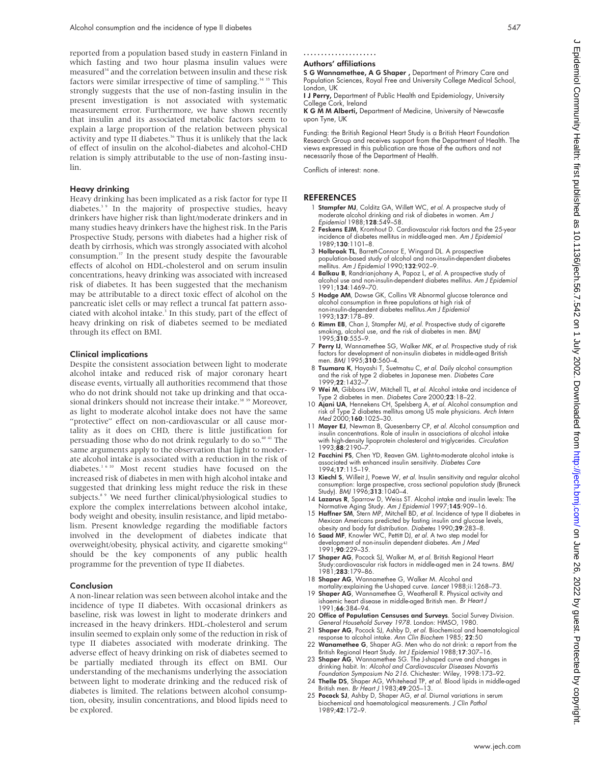reported from a population based study in eastern Finland in which fasting and two hour plasma insulin values were measured[34] and the correlation between insulin and these risk factors were similar irrespective of time of sampling.[34 35] This strongly suggests that the use of non-fasting insulin in the present investigation is not associated with systematic measurement error. Furthermore, we have shown recently that insulin and its associated metabolic factors seem to explain a large proportion of the relation between physical activity and type II diabetes.[36] Thus it is unlikely that the lack of effect of insulin on the alcohol-diabetes and alcohol-CHD relation is simply attributable to the use of non-fasting insulin.

### Heavy drinking

Heavy drinking has been implicated as a risk factor for type II diabetes.[3 9] In the majority of prospective studies, heavy drinkers have higher risk than light/moderate drinkers and in many studies heavy drinkers have the highest risk. In the Paris Prospective Study, persons with diabetes had a higher risk of death by cirrhosis, which was strongly associated with alcohol consumption.[37] In the present study despite the favourable effects of alcohol on HDL-cholesterol and on serum insulin concentrations, heavy drinking was associated with increased risk of diabetes. It has been suggested that the mechanism may be attributable to a direct toxic effect of alcohol on the pancreatic islet cells or may reflect a truncal fat pattern associated with alcohol intake.[3] In this study, part of the effect of heavy drinking on risk of diabetes seemed to be mediated through its effect on BMI.

### Clinical implications

Despite the consistent association between light to moderate alcohol intake and reduced risk of major coronary heart disease events, virtually all authorities recommend that those who do not drink should not take up drinking and that occasional drinkers should not increase their intake.[38 39] Moreover, as light to moderate alcohol intake does not have the same "protective" effect on non-cardiovascular or all cause mortality as it does on CHD, there is little justification for persuading those who do not drink regularly to do so.[40 41] The same arguments apply to the observation that light to moderate alcohol intake is associated with a reduction in the risk of diabetes.[1 6 10] Most recent studies have focused on the increased risk of diabetes in men with high alcohol intake and suggested that drinking less might reduce the risk in these subjects.[8 9] We need further clinical/physiological studies to explore the complex interrelations between alcohol intake, body weight and obesity, insulin resistance, and lipid metabolism. Present knowledge regarding the modifiable factors involved in the development of diabetes indicate that overweight/obesity, physical activity, and cigarette smoking[42] should be the key components of any public health programme for the prevention of type II diabetes.

### Conclusion

A non-linear relation was seen between alcohol intake and the incidence of type II diabetes. With occasional drinkers as baseline, risk was lowest in light to moderate drinkers and increased in the heavy drinkers. HDL-cholesterol and serum insulin seemed to explain only some of the reduction in risk of type II diabetes associated with moderate drinking. The adverse effect of heavy drinking on risk of diabetes seemed to be partially mediated through its effect on BMI. Our understanding of the mechanisms underlying the association between light to moderate drinking and the reduced risk of diabetes is limited. The relations between alcohol consumption, obesity, insulin concentrations, and blood lipids need to be explored.

### Authors' affiliations

**S G Wannamethee, A G Shaper ,** Department of Primary Care and Population Sciences, Royal Free and University College Medical School, London, UK

**I J Perry,** Department of Public Health and Epidemiology, University College Cork, Ireland

**K G M M Alberti,** Department of Medicine, University of Newcastle upon Tyne, UK

Funding: the British Regional Heart Study is a British Heart Foundation Research Group and receives support from the Department of Health. The views expressed in this publication are those of the authors and not necessarily those of the Department of Health.

Conflicts of interest: none.

## REFERENCES

1. **Stampfer MJ**, Colditz GA, Willett WC, *et al.* A prospectve study of moderate alcohol drinking and risk of diabetes in women. *Am J Epidemiol* 1988;**128**:549–58.
2. **Feskens EJM**, Kromhout D. Cardiovascular risk factors and the 25-year incidence of diabetes mellitus in middle-aged men. *Am J Epidemiol* 1989;**130**:1101–8.
3. **Holbrook TL**, Barrett-Connor E, Wingard DL. A prospective population-based study of alcohol and non-insulin-dependent diabetes mellitus. *Am J Epidemiol* 1990;**132**:902–9.
4. **Balkau B**, Randrianjohany A, Papoz L, *et al.* A prospective study of alcohol use and non-insulin-dependent diabetes mellitus. *Am J Epidemiol* 1991;**134**:1469–70.
5. **Hodge AM**, Dowse GK, Collins VR Abnormal glucose tolerance and alcohol consumption in three populations at high risk of non-insulin-dependent diabetes mellitus.*Am J Epidemiol* 1993;**137**:178–89.
6. **Rimm EB**, Chan J, Stampfer MJ, *et al.* Prospective study of cigarette smoking, alcohol use, and the risk of diabetes in men. *BMJ* 1995;**310**:555–9.
7. **Perry IJ**, Wannamethee SG, Walker MK, *et al.* Prospective study of risk factors for development of non-insulin diabetes in middle-aged British men. *BMJ* 1995;**310**:560–4.
8. **Tsumara K**, Hayashi T, Suetmatsu C, *et al.* Daily alcohol consumption and the risk of type 2 diabetes in Japanese men. *Diabetes Care* 1999;**22**:1432–7.
9. **Wei M**, Gibbons LW, Mitchell TL, *et al.* Alcohol intake and incidence of Type 2 diabetes in men. *Diabetes Care* 2000;**23**:18–22.
10. **Ajani UA**, Hennekens CH, Spelsberg A, *et al.* Alcohol consumption and risk of Type 2 diabetes mellitus among US male physicians. *Arch Intern Med* 2000;**160**:1025–30.
11. **Mayer EJ**, Newman B, Quesenberry CP, *et al.* Alcohol consumption and insulin concentrations. Role of insulin in associations of alcohol intake with high-density lipoprotein cholesterol and triglycerides. *Circulation* 1993;**88**:2190–7.
12. **Facchini FS**, Chen YD, Reaven GM. Light-to-moderate alcohol intake is associated with enhanced insulin sensitivity. *Diabetes Care* 1994;**17**:115–19.
13. **Kiechl S**, Willeit J, Poewe W, *et al.* Insulin sensitivity and regular alcohol consumption: large prospective, cross sectional population study (Bruneck Study). *BMJ* 1996;**313**:1040–4.
14. **Lazarus R**, Sparrow D, Weiss ST. Alcohol intake and insulin levels: The Normative Aging Study. *Am J Epidemiol* 1997;**145**:909–16.
15. **Haffner SM**, Stern MP, Mitchell BD, *et al.* Incidence of type II diabetes in Mexican Americans predicted by fasting insulin and glucose levels, obesity and body fat distribution. *Diabetes* 1990;**39**:283–8.
16. **Saad MF**, Knowler WC, Pettitt DJ, *et al.* A two step model for development of non-insulin dependent diabetes. *Am J Med* 1991;**90**:229–35.
17. **Shaper AG**, Pocock SJ, Walker M, *et al.* British Regional Heart Study:cardiovascular risk factors in middle-aged men in 24 towns. *BMJ* 1981;**283**:179–86.
18. **Shaper AG**, Wannamethee G, Walker M. Alcohol and mortality:explaining the U-shaped curve. *Lancet* 1988;ii:1268–73.
19. **Shaper AG**, Wannamethee G, Weatherall R. Physical activity and ishaemic heart disease in middle-aged British men. *Br Heart J* 1991;**66**:384–94.
20. **Office of Population Censuses and Surveys**. Social Survey Division. *General Household Survey 1978*. London: HMSO, 1980.
21. **Shaper AG**, Pocock SJ, Ashby D, *et al.* Biochemical and haematological response to alcohol intake. *Ann Clin Biochem* 1985; **22**:50
22. **Wanamethee G**, Shaper AG. Men who do not drink: a report from the British Regional Heart Study. *Int J Epidemiol* 1988;**17**:307–16.
23. **Shaper AG**, Wannamethee SG. The J-shaped curve and changes in drinking habit. In: *Alcohol and Cardiovascular Diseases Novartis Foundation Symposium No 216*. Chichester: Wiley, 1998:173–92.
24. **Thelle DS**, Shaper AG, Whitehead TP, *et al.* Blood lipids in middle-aged British men. *Br Heart J* 1983;**49**:205–13.
25. **Pocock SJ**, Ashby D, Shaper AG, *et al.* Diurnal variations in serum biochemical and haematological measurements. *J Clin Pathol* 1989;**42**:172–9.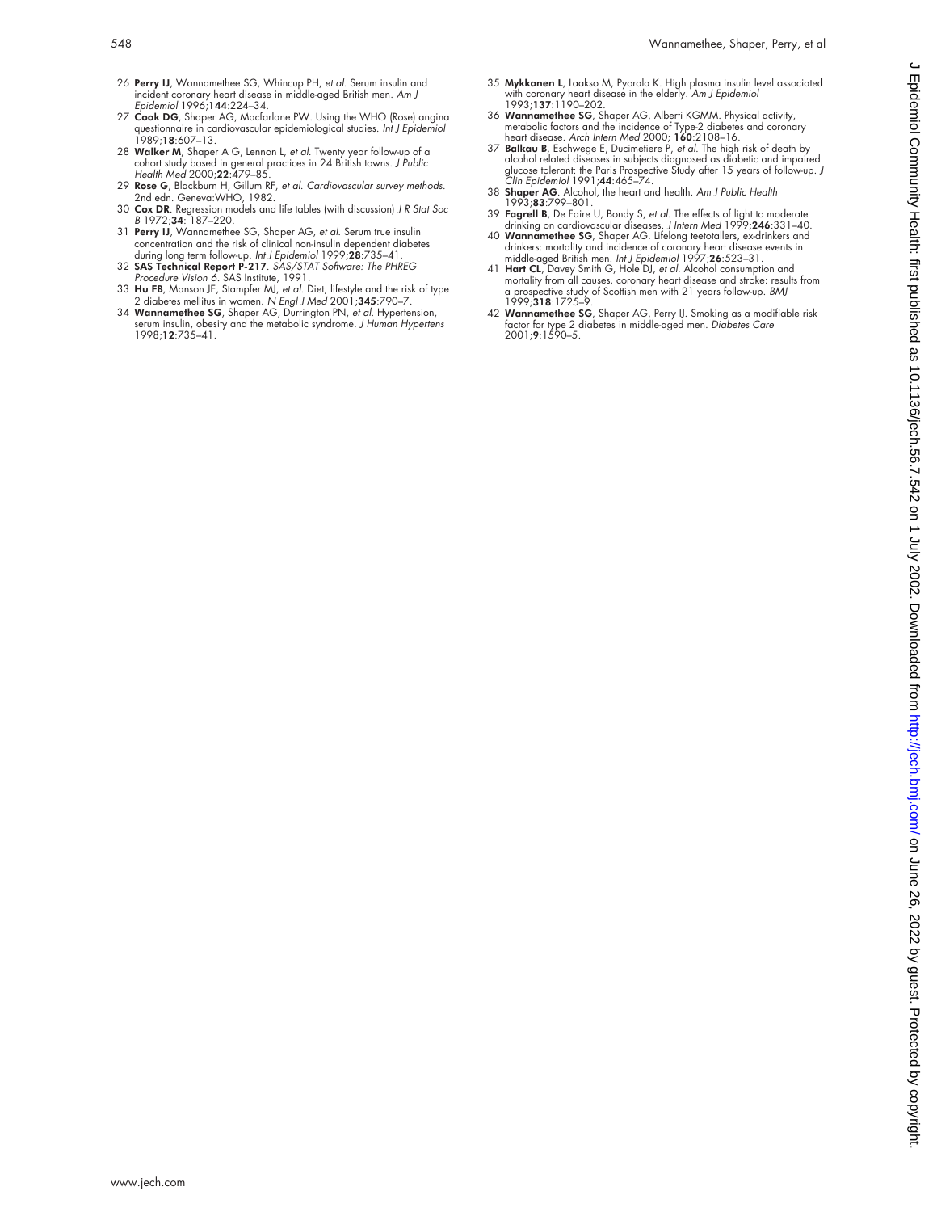26 **Perry IJ**, Wannamethee SG, Whincup PH, *et al*. Serum insulin and incident coronary heart disease in middle-aged British men. *Am J Epidemiol* 1996;**144**:224–34.

27 **Cook DG**, Shaper AG, Macfarlane PW. Using the WHO (Rose) angina questionnaire in cardiovascular epidemiological studies. *Int J Epidemiol* 1989;**18**:607–13.

28 **Walker M**, Shaper A G, Lennon L, *et al*. Twenty year follow-up of a cohort study based in general practices in 24 British towns. *J Public Health Med* 2000;**22**:479–85.

29 **Rose G**, Blackburn H, Gillum RF, *et al*. *Cardiovascular survey methods*. 2nd edn. Geneva:WHO, 1982.

30 **Cox DR**. Regression models and life tables (with discussion) *J R Stat Soc B* 1972;**34**: 187–220.

31 **Perry IJ**, Wannamethee SG, Shaper AG, *et al*. Serum true insulin concentration and the risk of clinical non-insulin dependent diabetes during long term follow-up. *Int J Epidemiol* 1999;**28**:735–41.

32 **SAS Technical Report P-217**. *SAS/STAT Software: The PHREG Procedure Vision 6*. SAS Institute, 1991.

33 **Hu FB**, Manson JE, Stampfer MJ, *et al*. Diet, lifestyle and the risk of type 2 diabetes mellitus in women. *N Engl J Med* 2001;**345**:790–7.

34 **Wannamethee SG**, Shaper AG, Durrington PN, *et al*. Hypertension, serum insulin, obesity and the metabolic syndrome. *J Human Hypertens* 1998;**12**:735–41.

35 **Mykkanen L**, Laakso M, Pyorala K. High plasma insulin level associated with coronary heart disease in the elderly. *Am J Epidemiol* 1993;**137**:1190–202.

36 **Wannamethee SG**, Shaper AG, Alberti KGMM. Physical activity, metabolic factors and the incidence of Type-2 diabetes and coronary heart disease. *Arch Intern Med* 2000; **160**:2108–16.

37 **Balkau B**, Eschwege E, Ducimetiere P, *et al*. The high risk of death by alcohol related diseases in subjects diagnosed as diabetic and impaired glucose tolerant: the Paris Prospective Study after 15 years of follow-up. *J Clin Epidemiol* 1991;**44**:465–74.

38 **Shaper AG**. Alcohol, the heart and health. *Am J Public Health* 1993;**83**:799–801.

39 **Fagrell B**, De Faire U, Bondy S, *et al*. The effects of light to moderate drinking on cardiovascular diseases. *J Intern Med* 1999;**246**:331–40.

40 **Wannamethee SG**, Shaper AG. Lifelong teetotallers, ex-drinkers and drinkers: mortality and incidence of coronary heart disease events in middle-aged British men. *Int J Epidemiol* 1997;**26**:523–31.

41 **Hart CL**, Davey Smith G, Hole DJ, *et al*. Alcohol consumption and mortality from all causes, coronary heart disease and stroke: results from a prospective study of Scottish men with 21 years follow-up. *BMJ* 1999;**318**:1725–9.

42 **Wannamethee SG**, Shaper AG, Perry IJ. Smoking as a modifiable risk factor for type 2 diabetes in middle-aged men. *Diabetes Care* 2001;**9**:1590–5.